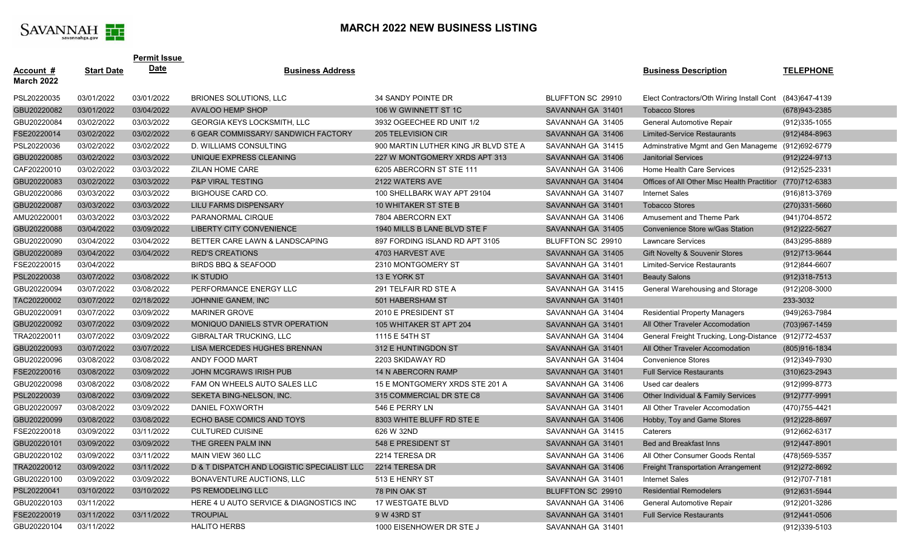# MARCH 2022 NEW BUSINESS LISTING

| Account # March 2022 | Start Date | Permit Issue Date | Business Address | | | Business Description | TELEPHONE |
|---|---|---|---|---|---|---|---|
| PSL20220035 | 03/01/2022 | 03/01/2022 | BRIONES SOLUTIONS, LLC | 34 SANDY POINTE DR | BLUFFTON SC 29910 | Elect Contractors/Oth Wiring Install Cont | (843)647-4139 |
| GBU20220082 | 03/01/2022 | 03/04/2022 | AVALOO HEMP SHOP | 106 W GWINNETT ST 1C | SAVANNAH GA 31401 | Tobacco Stores | (678)943-2385 |
| GBU20220084 | 03/02/2022 | 03/03/2022 | GEORGIA KEYS LOCKSMITH, LLC | 3932 OGEECHEE RD UNIT 1/2 | SAVANNAH GA 31405 | General Automotive Repair | (912)335-1055 |
| FSE20220014 | 03/02/2022 | 03/02/2022 | 6 GEAR COMMISSARY/ SANDWICH FACTORY | 205 TELEVISION CIR | SAVANNAH GA 31406 | Limited-Service Restaurants | (912)484-8963 |
| PSL20220036 | 03/02/2022 | 03/02/2022 | D. WILLIAMS CONSULTING | 900 MARTIN LUTHER KING JR BLVD STE A | SAVANNAH GA 31415 | Adminstrative Mgmt and Gen Manageme | (912)692-6779 |
| GBU20220085 | 03/02/2022 | 03/03/2022 | UNIQUE EXPRESS CLEANING | 227 W MONTGOMERY XRDS APT 313 | SAVANNAH GA 31406 | Janitorial Services | (912)224-9713 |
| CAF20220010 | 03/02/2022 | 03/03/2022 | ZILAN HOME CARE | 6205 ABERCORN ST STE 111 | SAVANNAH GA 31406 | Home Health Care Services | (912)525-2331 |
| GBU20220083 | 03/02/2022 | 03/03/2022 | P&P VIRAL TESTING | 2122 WATERS AVE | SAVANNAH GA 31404 | Offices of All Other Misc Health Practitior | (770)712-6383 |
| GBU20220086 | 03/03/2022 | 03/03/2022 | BIGHOUSE CARD CO. | 100 SHELLBARK WAY APT 29104 | SAVANNAH GA 31407 | Internet Sales | (916)813-3769 |
| GBU20220087 | 03/03/2022 | 03/03/2022 | LILU FARMS DISPENSARY | 10 WHITAKER ST STE B | SAVANNAH GA 31401 | Tobacco Stores | (270)331-5660 |
| AMU20220001 | 03/03/2022 | 03/03/2022 | PARANORMAL CIRQUE | 7804 ABERCORN EXT | SAVANNAH GA 31406 | Amusement and Theme Park | (941)704-8572 |
| GBU20220088 | 03/04/2022 | 03/09/2022 | LIBERTY CITY CONVENIENCE | 1940 MILLS B LANE BLVD STE F | SAVANNAH GA 31405 | Convenience Store w/Gas Station | (912)222-5627 |
| GBU20220090 | 03/04/2022 | 03/04/2022 | BETTER CARE LAWN & LANDSCAPING | 897 FORDING ISLAND RD APT 3105 | BLUFFTON SC 29910 | Lawncare Services | (843)295-8889 |
| GBU20220089 | 03/04/2022 | 03/04/2022 | RED'S CREATIONS | 4703 HARVEST AVE | SAVANNAH GA 31405 | Gift Novelty & Souvenir Stores | (912)713-9644 |
| FSE20220015 | 03/04/2022 | | BIRDS BBQ & SEAFOOD | 2310 MONTGOMERY ST | SAVANNAH GA 31401 | Limited-Service Restaurants | (912)844-6607 |
| PSL20220038 | 03/07/2022 | 03/08/2022 | IK STUDIO | 13 E YORK ST | SAVANNAH GA 31401 | Beauty Salons | (912)318-7513 |
| GBU20220094 | 03/07/2022 | 03/08/2022 | PERFORMANCE ENERGY LLC | 291 TELFAIR RD STE A | SAVANNAH GA 31415 | General Warehousing and Storage | (912)208-3000 |
| TAC20220002 | 03/07/2022 | 02/18/2022 | JOHNNIE GANEM, INC | 501 HABERSHAM ST | SAVANNAH GA 31401 | | 233-3032 |
| GBU20220091 | 03/07/2022 | 03/09/2022 | MARINER GROVE | 2010 E PRESIDENT ST | SAVANNAH GA 31404 | Residential Property Managers | (949)263-7984 |
| GBU20220092 | 03/07/2022 | 03/09/2022 | MONIQUO DANIELS STVR OPERATION | 105 WHITAKER ST APT 204 | SAVANNAH GA 31401 | All Other Traveler Accomodation | (703)967-1459 |
| TRA20220011 | 03/07/2022 | 03/09/2022 | GIBRALTAR TRUCKING, LLC | 1115 E 54TH ST | SAVANNAH GA 31404 | General Freight Trucking, Long-Distance | (912)772-4537 |
| GBU20220093 | 03/07/2022 | 03/07/2022 | LISA MERCEDES HUGHES BRENNAN | 312 E HUNTINGDON ST | SAVANNAH GA 31401 | All Other Traveler Accomodation | (805)916-1834 |
| GBU20220096 | 03/08/2022 | 03/08/2022 | ANDY FOOD MART | 2203 SKIDAWAY RD | SAVANNAH GA 31404 | Convenience Stores | (912)349-7930 |
| FSE20220016 | 03/08/2022 | 03/09/2022 | JOHN MCGRAWS IRISH PUB | 14 N ABERCORN RAMP | SAVANNAH GA 31401 | Full Service Restaurants | (310)623-2943 |
| GBU20220098 | 03/08/2022 | 03/08/2022 | FAM ON WHEELS AUTO SALES LLC | 15 E MONTGOMERY XRDS STE 201 A | SAVANNAH GA 31406 | Used car dealers | (912)999-8773 |
| PSL20220039 | 03/08/2022 | 03/09/2022 | SEKETA BING-NELSON, INC. | 315 COMMERCIAL DR STE C8 | SAVANNAH GA 31406 | Other Individual & Family Services | (912)777-9991 |
| GBU20220097 | 03/08/2022 | 03/09/2022 | DANIEL FOXWORTH | 546 E PERRY LN | SAVANNAH GA 31401 | All Other Traveler Accomodation | (470)755-4421 |
| GBU20220099 | 03/08/2022 | 03/08/2022 | ECHO BASE COMICS AND TOYS | 8303 WHITE BLUFF RD STE E | SAVANNAH GA 31406 | Hobby, Toy and Game Stores | (912)228-8697 |
| FSE20220018 | 03/09/2022 | 03/11/2022 | CULTURED CUISINE | 626 W 32ND | SAVANNAH GA 31415 | Caterers | (912)662-6317 |
| GBU20220101 | 03/09/2022 | 03/09/2022 | THE GREEN PALM INN | 548 E PRESIDENT ST | SAVANNAH GA 31401 | Bed and Breakfast Inns | (912)447-8901 |
| GBU20220102 | 03/09/2022 | 03/11/2022 | MAIN VIEW 360 LLC | 2214 TERESA DR | SAVANNAH GA 31406 | All Other Consumer Goods Rental | (478)569-5357 |
| TRA20220012 | 03/09/2022 | 03/11/2022 | D & T DISPATCH AND LOGISTIC SPECIALIST LLC | 2214 TERESA DR | SAVANNAH GA 31406 | Freight Transportation Arrangement | (912)272-8692 |
| GBU20220100 | 03/09/2022 | 03/09/2022 | BONAVENTURE AUCTIONS, LLC | 513 E HENRY ST | SAVANNAH GA 31401 | Internet Sales | (912)707-7181 |
| PSL20220041 | 03/10/2022 | 03/10/2022 | PS REMODELING LLC | 78 PIN OAK ST | BLUFFTON SC 29910 | Residential Remodelers | (912)631-5944 |
| GBU20220103 | 03/11/2022 | | HERE 4 U AUTO SERVICE & DIAGNOSTICS INC | 17 WESTGATE BLVD | SAVANNAH GA 31406 | General Automotive Repair | (912)201-3286 |
| FSE20220019 | 03/11/2022 | 03/11/2022 | TROUPIAL | 9 W 43RD ST | SAVANNAH GA 31401 | Full Service Restaurants | (912)441-0506 |
| GBU20220104 | 03/11/2022 | | HALITO HERBS | 1000 EISENHOWER DR STE J | SAVANNAH GA 31401 | | (912)339-5103 |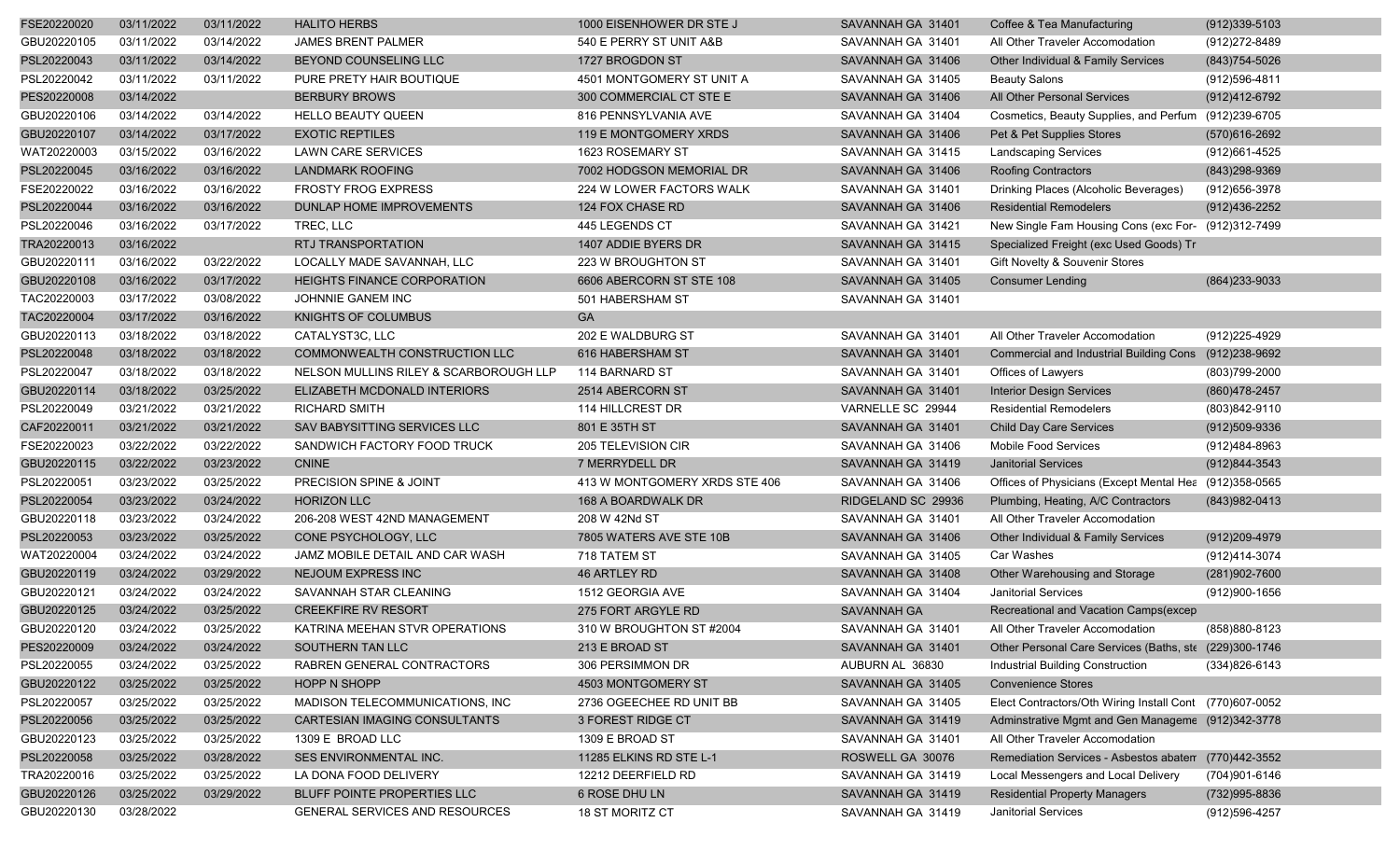| | | | | | | | |
|---|---|---|---|---|---|---|---|
| FSE20220020 | 03/11/2022 | 03/11/2022 | HALITO HERBS | 1000 EISENHOWER DR STE J | SAVANNAH GA 31401 | Coffee & Tea Manufacturing | (912)339-5103 |
| GBU20220105 | 03/11/2022 | 03/14/2022 | JAMES BRENT PALMER | 540 E PERRY ST UNIT A&B | SAVANNAH GA 31401 | All Other Traveler Accomodation | (912)272-8489 |
| PSL20220043 | 03/11/2022 | 03/14/2022 | BEYOND COUNSELING LLC | 1727 BROGDON ST | SAVANNAH GA 31406 | Other Individual & Family Services | (843)754-5026 |
| PSL20220042 | 03/11/2022 | 03/11/2022 | PURE PRETY HAIR BOUTIQUE | 4501 MONTGOMERY ST UNIT A | SAVANNAH GA 31405 | Beauty Salons | (912)596-4811 |
| PES20220008 | 03/14/2022 | | BERBURY BROWS | 300 COMMERCIAL CT STE E | SAVANNAH GA 31406 | All Other Personal Services | (912)412-6792 |
| GBU20220106 | 03/14/2022 | 03/14/2022 | HELLO BEAUTY QUEEN | 816 PENNSYLVANIA AVE | SAVANNAH GA 31404 | Cosmetics, Beauty Supplies, and Perfum | (912)239-6705 |
| GBU20220107 | 03/14/2022 | 03/17/2022 | EXOTIC REPTILES | 119 E MONTGOMERY XRDS | SAVANNAH GA 31406 | Pet & Pet Supplies Stores | (570)616-2692 |
| WAT20220003 | 03/15/2022 | 03/16/2022 | LAWN CARE SERVICES | 1623 ROSEMARY ST | SAVANNAH GA 31415 | Landscaping Services | (912)661-4525 |
| PSL20220045 | 03/16/2022 | 03/16/2022 | LANDMARK ROOFING | 7002 HODGSON MEMORIAL DR | SAVANNAH GA 31406 | Roofing Contractors | (843)298-9369 |
| FSE20220022 | 03/16/2022 | 03/16/2022 | FROSTY FROG EXPRESS | 224 W LOWER FACTORS WALK | SAVANNAH GA 31401 | Drinking Places (Alcoholic Beverages) | (912)656-3978 |
| PSL20220044 | 03/16/2022 | 03/16/2022 | DUNLAP HOME IMPROVEMENTS | 124 FOX CHASE RD | SAVANNAH GA 31406 | Residential Remodelers | (912)436-2252 |
| PSL20220046 | 03/16/2022 | 03/17/2022 | TREC, LLC | 445 LEGENDS CT | SAVANNAH GA 31421 | New Single Fam Housing Cons (exc For- | (912)312-7499 |
| TRA20220013 | 03/16/2022 | | RTJ TRANSPORTATION | 1407 ADDIE BYERS DR | SAVANNAH GA 31415 | Specialized Freight (exc Used Goods) Tr | |
| GBU20220111 | 03/16/2022 | 03/22/2022 | LOCALLY MADE SAVANNAH, LLC | 223 W BROUGHTON ST | SAVANNAH GA 31401 | Gift Novelty & Souvenir Stores | |
| GBU20220108 | 03/16/2022 | 03/17/2022 | HEIGHTS FINANCE CORPORATION | 6606 ABERCORN ST STE 108 | SAVANNAH GA 31405 | Consumer Lending | (864)233-9033 |
| TAC20220003 | 03/17/2022 | 03/08/2022 | JOHNNIE GANEM INC | 501 HABERSHAM ST | SAVANNAH GA 31401 | | |
| TAC20220004 | 03/17/2022 | 03/16/2022 | KNIGHTS OF COLUMBUS | GA | | | |
| GBU20220113 | 03/18/2022 | 03/18/2022 | CATALYST3C, LLC | 202 E WALDBURG ST | SAVANNAH GA 31401 | All Other Traveler Accomodation | (912)225-4929 |
| PSL20220048 | 03/18/2022 | 03/18/2022 | COMMONWEALTH CONSTRUCTION LLC | 616 HABERSHAM ST | SAVANNAH GA 31401 | Commercial and Industrial Building Cons | (912)238-9692 |
| PSL20220047 | 03/18/2022 | 03/18/2022 | NELSON MULLINS RILEY & SCARBOROUGH LLP | 114 BARNARD ST | SAVANNAH GA 31401 | Offices of Lawyers | (803)799-2000 |
| GBU20220114 | 03/18/2022 | 03/25/2022 | ELIZABETH MCDONALD INTERIORS | 2514 ABERCORN ST | SAVANNAH GA 31401 | Interior Design Services | (860)478-2457 |
| PSL20220049 | 03/21/2022 | 03/21/2022 | RICHARD SMITH | 114 HILLCREST DR | VARNELLE SC 29944 | Residential Remodelers | (803)842-9110 |
| CAF20220011 | 03/21/2022 | 03/21/2022 | SAV BABYSITTING SERVICES LLC | 801 E 35TH ST | SAVANNAH GA 31401 | Child Day Care Services | (912)509-9336 |
| FSE20220023 | 03/22/2022 | 03/22/2022 | SANDWICH FACTORY FOOD TRUCK | 205 TELEVISION CIR | SAVANNAH GA 31406 | Mobile Food Services | (912)484-8963 |
| GBU20220115 | 03/22/2022 | 03/23/2022 | CNINE | 7 MERRYDELL DR | SAVANNAH GA 31419 | Janitorial Services | (912)844-3543 |
| PSL20220051 | 03/23/2022 | 03/25/2022 | PRECISION SPINE & JOINT | 413 W MONTGOMERY XRDS STE 406 | SAVANNAH GA 31406 | Offices of Physicians (Except Mental Hea | (912)358-0565 |
| PSL20220054 | 03/23/2022 | 03/24/2022 | HORIZON LLC | 168 A BOARDWALK DR | RIDGELAND SC 29936 | Plumbing, Heating, A/C Contractors | (843)982-0413 |
| GBU20220118 | 03/23/2022 | 03/24/2022 | 206-208 WEST 42ND MANAGEMENT | 208 W 42Nd ST | SAVANNAH GA 31401 | All Other Traveler Accomodation | |
| PSL20220053 | 03/23/2022 | 03/25/2022 | CONE PSYCHOLOGY, LLC | 7805 WATERS AVE STE 10B | SAVANNAH GA 31406 | Other Individual & Family Services | (912)209-4979 |
| WAT20220004 | 03/24/2022 | 03/24/2022 | JAMZ MOBILE DETAIL AND CAR WASH | 718 TATEM ST | SAVANNAH GA 31405 | Car Washes | (912)414-3074 |
| GBU20220119 | 03/24/2022 | 03/29/2022 | NEJOUM EXPRESS INC | 46 ARTLEY RD | SAVANNAH GA 31408 | Other Warehousing and Storage | (281)902-7600 |
| GBU20220121 | 03/24/2022 | 03/24/2022 | SAVANNAH STAR CLEANING | 1512 GEORGIA AVE | SAVANNAH GA 31404 | Janitorial Services | (912)900-1656 |
| GBU20220125 | 03/24/2022 | 03/25/2022 | CREEKFIRE RV RESORT | 275 FORT ARGYLE RD | SAVANNAH GA | Recreational and Vacation Camps(excep | |
| GBU20220120 | 03/24/2022 | 03/25/2022 | KATRINA MEEHAN STVR OPERATIONS | 310 W BROUGHTON ST #2004 | SAVANNAH GA 31401 | All Other Traveler Accomodation | (858)880-8123 |
| PES20220009 | 03/24/2022 | 03/24/2022 | SOUTHERN TAN LLC | 213 E BROAD ST | SAVANNAH GA 31401 | Other Personal Care Services (Baths, ste | (229)300-1746 |
| PSL20220055 | 03/24/2022 | 03/25/2022 | RABREN GENERAL CONTRACTORS | 306 PERSIMMON DR | AUBURN AL 36830 | Industrial Building Construction | (334)826-6143 |
| GBU20220122 | 03/25/2022 | 03/25/2022 | HOPP N SHOPP | 4503 MONTGOMERY ST | SAVANNAH GA 31405 | Convenience Stores | |
| PSL20220057 | 03/25/2022 | 03/25/2022 | MADISON TELECOMMUNICATIONS, INC | 2736 OGEECHEE RD UNIT BB | SAVANNAH GA 31405 | Elect Contractors/Oth Wiring Install Cont | (770)607-0052 |
| PSL20220056 | 03/25/2022 | 03/25/2022 | CARTESIAN IMAGING CONSULTANTS | 3 FOREST RIDGE CT | SAVANNAH GA 31419 | Adminstrative Mgmt and Gen Manageme | (912)342-3778 |
| GBU20220123 | 03/25/2022 | 03/25/2022 | 1309 E BROAD LLC | 1309 E BROAD ST | SAVANNAH GA 31401 | All Other Traveler Accomodation | |
| PSL20220058 | 03/25/2022 | 03/28/2022 | SES ENVIRONMENTAL INC. | 11285 ELKINS RD STE L-1 | ROSWELL GA 30076 | Remediation Services - Asbestos abatem | (770)442-3552 |
| TRA20220016 | 03/25/2022 | 03/25/2022 | LA DONA FOOD DELIVERY | 12212 DEERFIELD RD | SAVANNAH GA 31419 | Local Messengers and Local Delivery | (704)901-6146 |
| GBU20220126 | 03/25/2022 | 03/29/2022 | BLUFF POINTE PROPERTIES LLC | 6 ROSE DHU LN | SAVANNAH GA 31419 | Residential Property Managers | (732)995-8836 |
| GBU20220130 | 03/28/2022 | | GENERAL SERVICES AND RESOURCES | 18 ST MORITZ CT | SAVANNAH GA 31419 | Janitorial Services | (912)596-4257 |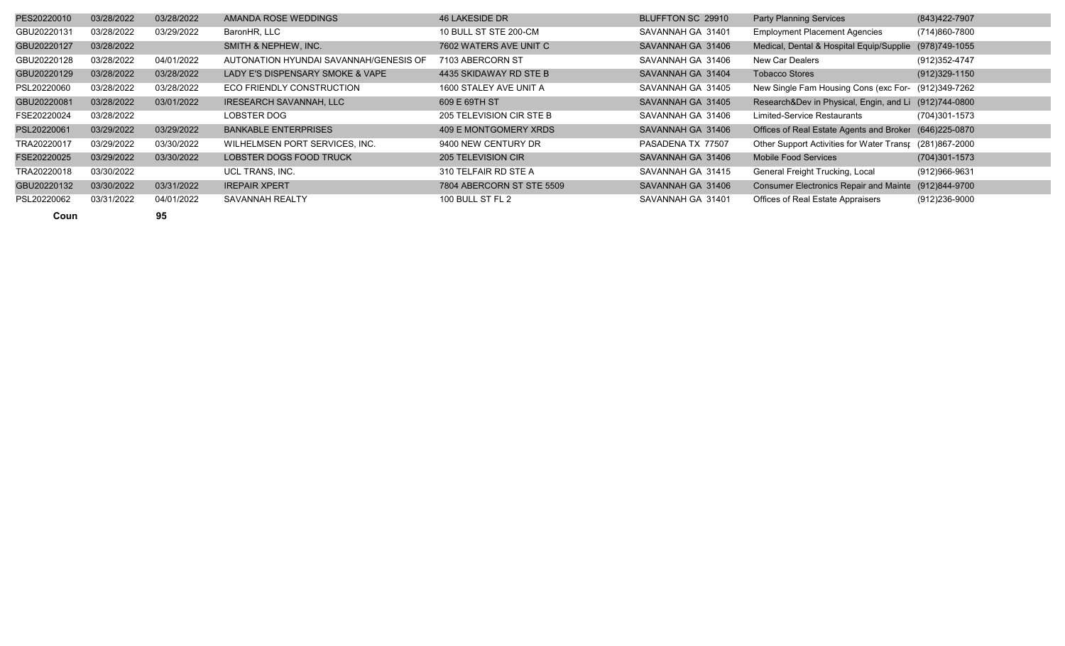| | | | | | | | |
|---|---|---|---|---|---|---|---|
| PES20220010 | 03/28/2022 | 03/28/2022 | AMANDA ROSE WEDDINGS | 46 LAKESIDE DR | BLUFFTON SC 29910 | Party Planning Services | (843)422-7907 |
| GBU20220131 | 03/28/2022 | 03/29/2022 | BaronHR, LLC | 10 BULL ST STE 200-CM | SAVANNAH GA 31401 | Employment Placement Agencies | (714)860-7800 |
| GBU20220127 | 03/28/2022 | | SMITH & NEPHEW, INC. | 7602 WATERS AVE UNIT C | SAVANNAH GA 31406 | Medical, Dental & Hospital Equip/Supplie | (978)749-1055 |
| GBU20220128 | 03/28/2022 | 04/01/2022 | AUTONATION HYUNDAI SAVANNAH/GENESIS OF | 7103 ABERCORN ST | SAVANNAH GA 31406 | New Car Dealers | (912)352-4747 |
| GBU20220129 | 03/28/2022 | 03/28/2022 | LADY E'S DISPENSARY SMOKE & VAPE | 4435 SKIDAWAY RD STE B | SAVANNAH GA 31404 | Tobacco Stores | (912)329-1150 |
| PSL20220060 | 03/28/2022 | 03/28/2022 | ECO FRIENDLY CONSTRUCTION | 1600 STALEY AVE UNIT A | SAVANNAH GA 31405 | New Single Fam Housing Cons (exc For- | (912)349-7262 |
| GBU20220081 | 03/28/2022 | 03/01/2022 | IRESEARCH SAVANNAH, LLC | 609 E 69TH ST | SAVANNAH GA 31405 | Research&Dev in Physical, Engin, and Li | (912)744-0800 |
| FSE20220024 | 03/28/2022 | | LOBSTER DOG | 205 TELEVISION CIR STE B | SAVANNAH GA 31406 | Limited-Service Restaurants | (704)301-1573 |
| PSL20220061 | 03/29/2022 | 03/29/2022 | BANKABLE ENTERPRISES | 409 E MONTGOMERY XRDS | SAVANNAH GA 31406 | Offices of Real Estate Agents and Broker | (646)225-0870 |
| TRA20220017 | 03/29/2022 | 03/30/2022 | WILHELMSEN PORT SERVICES, INC. | 9400 NEW CENTURY DR | PASADENA TX 77507 | Other Support Activities for Water Transp | (281)867-2000 |
| FSE20220025 | 03/29/2022 | 03/30/2022 | LOBSTER DOGS FOOD TRUCK | 205 TELEVISION CIR | SAVANNAH GA 31406 | Mobile Food Services | (704)301-1573 |
| TRA20220018 | 03/30/2022 | | UCL TRANS, INC. | 310 TELFAIR RD STE A | SAVANNAH GA 31415 | General Freight Trucking, Local | (912)966-9631 |
| GBU20220132 | 03/30/2022 | 03/31/2022 | IREPAIR XPERT | 7804 ABERCORN ST STE 5509 | SAVANNAH GA 31406 | Consumer Electronics Repair and Mainte | (912)844-9700 |
| PSL20220062 | 03/31/2022 | 04/01/2022 | SAVANNAH REALTY | 100 BULL ST FL 2 | SAVANNAH GA 31401 | Offices of Real Estate Appraisers | (912)236-9000 |

**Coun** 95